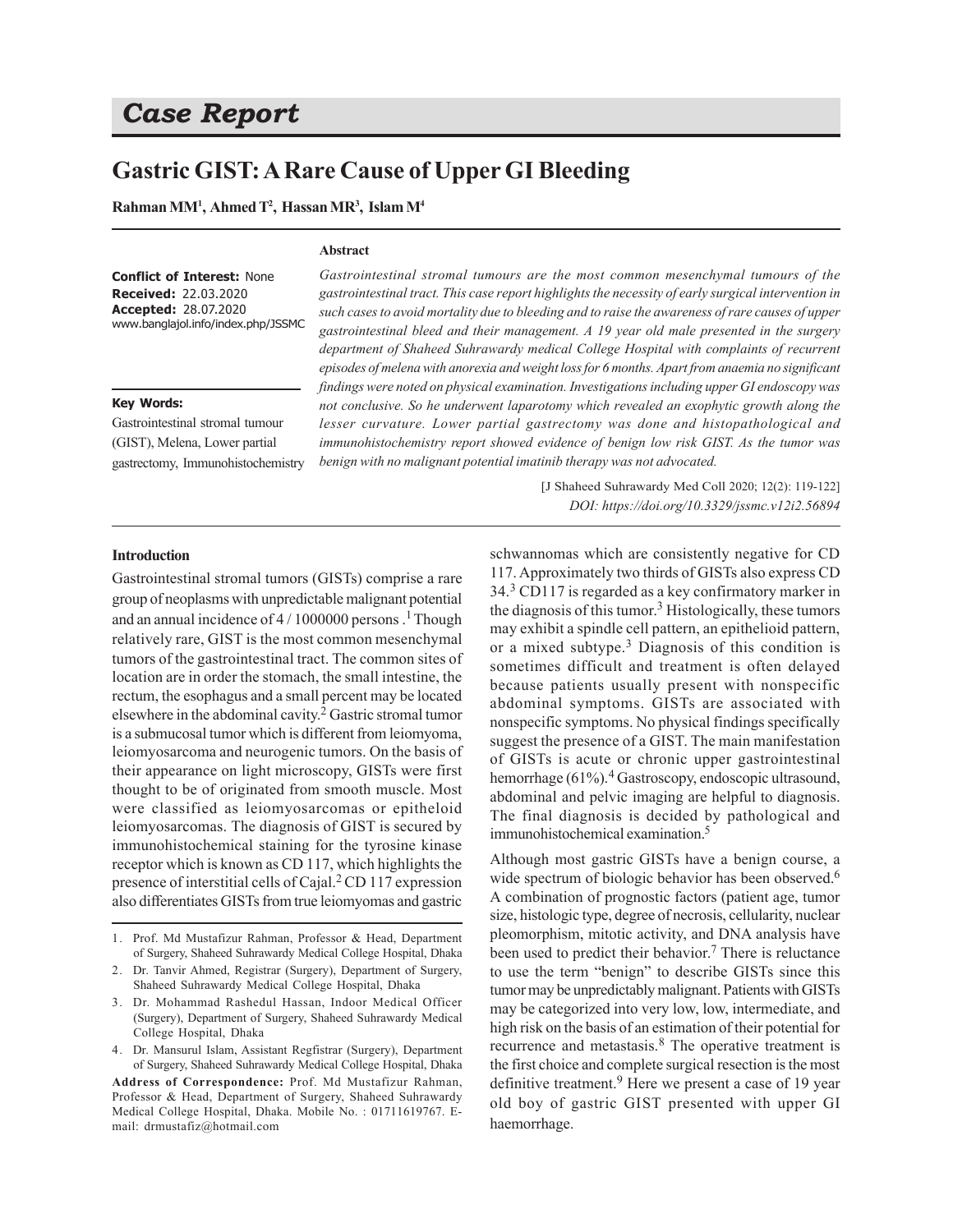# Case Report

## Gastric GIST: A Rare Cause of Upper GI Bleeding

**Rahman MM[1], Ahmed T[2], Hassan MR[3], Islam M[4]**

**Conflict of Interest:** None
**Received:** 22.03.2020
**Accepted:** 28.07.2020
www.banglajol.info/index.php/JSSMC

**Key Words:**
Gastrointestinal stromal tumour (GIST), Melena, Lower partial gastrectomy, Immunohistochemistry

### Abstract

*Gastrointestinal stromal tumours are the most common mesenchymal tumours of the gastrointestinal tract. This case report highlights the necessity of early surgical intervention in such cases to avoid mortality due to bleeding and to raise the awareness of rare causes of upper gastrointestinal bleed and their management. A 19 year old male presented in the surgery department of Shaheed Suhrawardy medical College Hospital with complaints of recurrent episodes of melena with anorexia and weight loss for 6 months. Apart from anaemia no significant findings were noted on physical examination. Investigations including upper GI endoscopy was not conclusive. So he underwent laparotomy which revealed an exophytic growth along the lesser curvature. Lower partial gastrectomy was done and histopathological and immunohistochemistry report showed evidence of benign low risk GIST. As the tumor was benign with no malignant potential imatinib therapy was not advocated.*

[J Shaheed Suhrawardy Med Coll 2020; 12(2): 119-122]
*DOI: https://doi.org/10.3329/jssmc.v12i2.56894*

### Introduction

Gastrointestinal stromal tumors (GISTs) comprise a rare group of neoplasms with unpredictable malignant potential and an annual incidence of 4 / 1000000 persons .[1] Though relatively rare, GIST is the most common mesenchymal tumors of the gastrointestinal tract. The common sites of location are in order the stomach, the small intestine, the rectum, the esophagus and a small percent may be located elsewhere in the abdominal cavity.[2] Gastric stromal tumor is a submucosal tumor which is different from leiomyoma, leiomyosarcoma and neurogenic tumors. On the basis of their appearance on light microscopy, GISTs were first thought to be of originated from smooth muscle. Most were classified as leiomyosarcomas or epitheloid leiomyosarcomas. The diagnosis of GIST is secured by immunohistochemical staining for the tyrosine kinase receptor which is known as CD 117, which highlights the presence of interstitial cells of Cajal.[2] CD 117 expression also differentiates GISTs from true leiomyomas and gastric schwannomas which are consistently negative for CD 117. Approximately two thirds of GISTs also express CD 34.[3] CD117 is regarded as a key confirmatory marker in the diagnosis of this tumor.[3] Histologically, these tumors may exhibit a spindle cell pattern, an epithelioid pattern, or a mixed subtype.[3] Diagnosis of this condition is sometimes difficult and treatment is often delayed because patients usually present with nonspecific abdominal symptoms. GISTs are associated with nonspecific symptoms. No physical findings specifically suggest the presence of a GIST. The main manifestation of GISTs is acute or chronic upper gastrointestinal hemorrhage (61%).[4] Gastroscopy, endoscopic ultrasound, abdominal and pelvic imaging are helpful to diagnosis. The final diagnosis is decided by pathological and immunohistochemical examination.[5]

Although most gastric GISTs have a benign course, a wide spectrum of biologic behavior has been observed.[6] A combination of prognostic factors (patient age, tumor size, histologic type, degree of necrosis, cellularity, nuclear pleomorphism, mitotic activity, and DNA analysis have been used to predict their behavior.[7] There is reluctance to use the term "benign" to describe GISTs since this tumor may be unpredictably malignant. Patients with GISTs may be categorized into very low, low, intermediate, and high risk on the basis of an estimation of their potential for recurrence and metastasis.[8] The operative treatment is the first choice and complete surgical resection is the most definitive treatment.[9] Here we present a case of 19 year old boy of gastric GIST presented with upper GI haemorrhage.

---

1. Prof. Md Mustafizur Rahman, Professor & Head, Department of Surgery, Shaheed Suhrawardy Medical College Hospital, Dhaka
2. Dr. Tanvir Ahmed, Registrar (Surgery), Department of Surgery, Shaheed Suhrawardy Medical College Hospital, Dhaka
3. Dr. Mohammad Rashedul Hassan, Indoor Medical Officer (Surgery), Department of Surgery, Shaheed Suhrawardy Medical College Hospital, Dhaka
4. Dr. Mansurul Islam, Assistant Regfistrar (Surgery), Department of Surgery, Shaheed Suhrawardy Medical College Hospital, Dhaka

**Address of Correspondence:** Prof. Md Mustafizur Rahman, Professor & Head, Department of Surgery, Shaheed Suhrawardy Medical College Hospital, Dhaka. Mobile No. : 01711619767. E-mail: drmustafiz@hotmail.com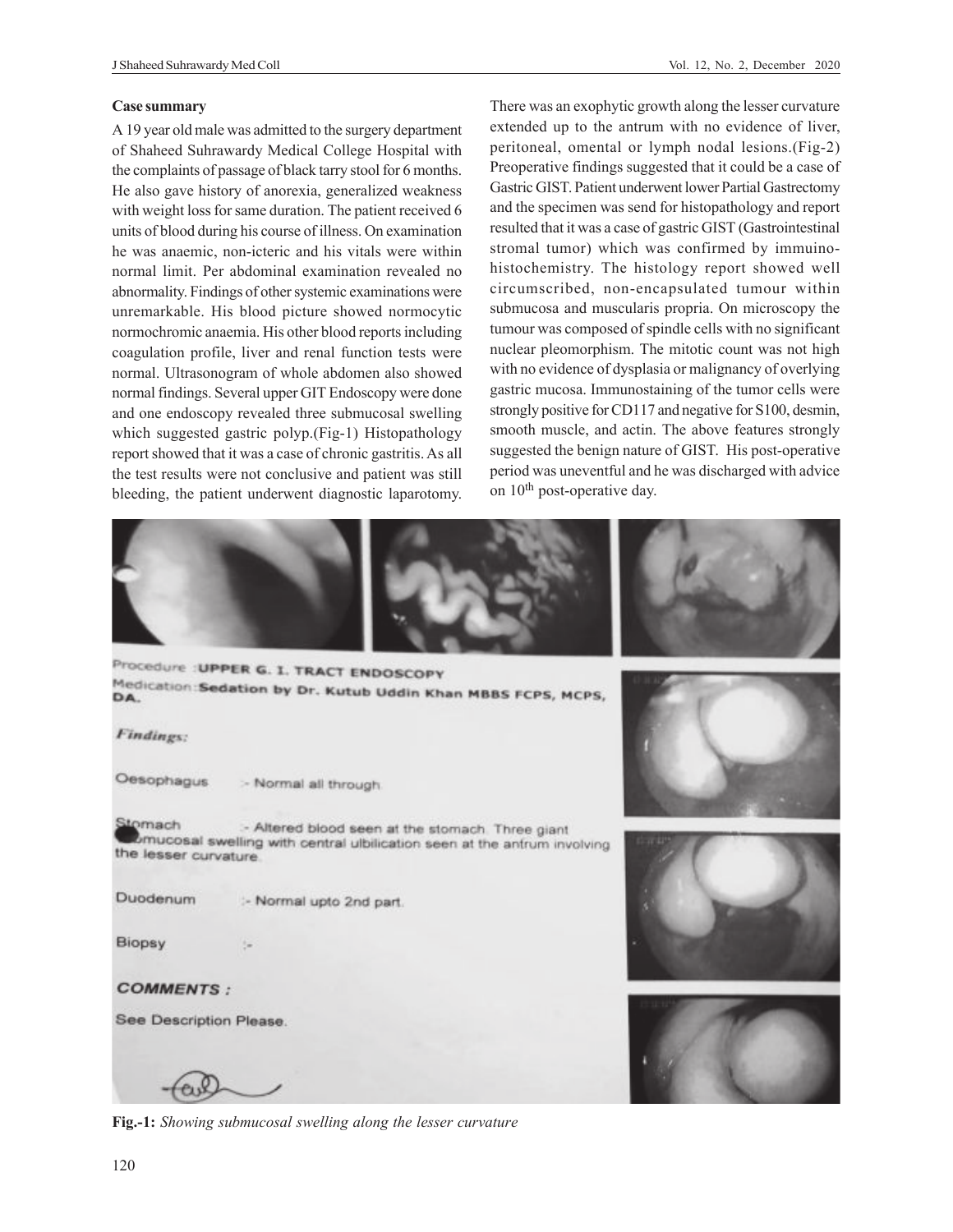### Case summary

A 19 year old male was admitted to the surgery department of Shaheed Suhrawardy Medical College Hospital with the complaints of passage of black tarry stool for 6 months. He also gave history of anorexia, generalized weakness with weight loss for same duration. The patient received 6 units of blood during his course of illness. On examination he was anaemic, non-icteric and his vitals were within normal limit. Per abdominal examination revealed no abnormality. Findings of other systemic examinations were unremarkable. His blood picture showed normocytic normochromic anaemia. His other blood reports including coagulation profile, liver and renal function tests were normal. Ultrasonogram of whole abdomen also showed normal findings. Several upper GIT Endoscopy were done and one endoscopy revealed three submucosal swelling which suggested gastric polyp.(Fig-1) Histopathology report showed that it was a case of chronic gastritis. As all the test results were not conclusive and patient was still bleeding, the patient underwent diagnostic laparotomy. There was an exophytic growth along the lesser curvature extended up to the antrum with no evidence of liver, peritoneal, omental or lymph nodal lesions.(Fig-2) Preoperative findings suggested that it could be a case of Gastric GIST. Patient underwent lower Partial Gastrectomy and the specimen was send for histopathology and report resulted that it was a case of gastric GIST (Gastrointestinal stromal tumor) which was confirmed by immuino-histochemistry. The histology report showed well circumscribed, non-encapsulated tumour within submucosa and muscularis propria. On microscopy the tumour was composed of spindle cells with no significant nuclear pleomorphism. The mitotic count was not high with no evidence of dysplasia or malignancy of overlying gastric mucosa. Immunostaining of the tumor cells were strongly positive for CD117 and negative for S100, desmin, smooth muscle, and actin. The above features strongly suggested the benign nature of GIST. His post-operative period was uneventful and he was discharged with advice on 10[th] post-operative day.

Procedure :**UPPER G. I. TRACT ENDOSCOPY**

Medication :**Sedation by Dr. Kutub Uddin Khan MBBS FCPS, MCPS, DA.**

***Findings:***

Oesophagus :- Normal all through.

Stomach :- Altered blood seen at the stomach. Three giant submucosal swelling with central ulbilication seen at the antrum involving the lesser curvature.

Duodenum :- Normal upto 2nd part.

Biopsy :-

**COMMENTS :**

See Description Please.

**Fig.-1:** *Showing submucosal swelling along the lesser curvature*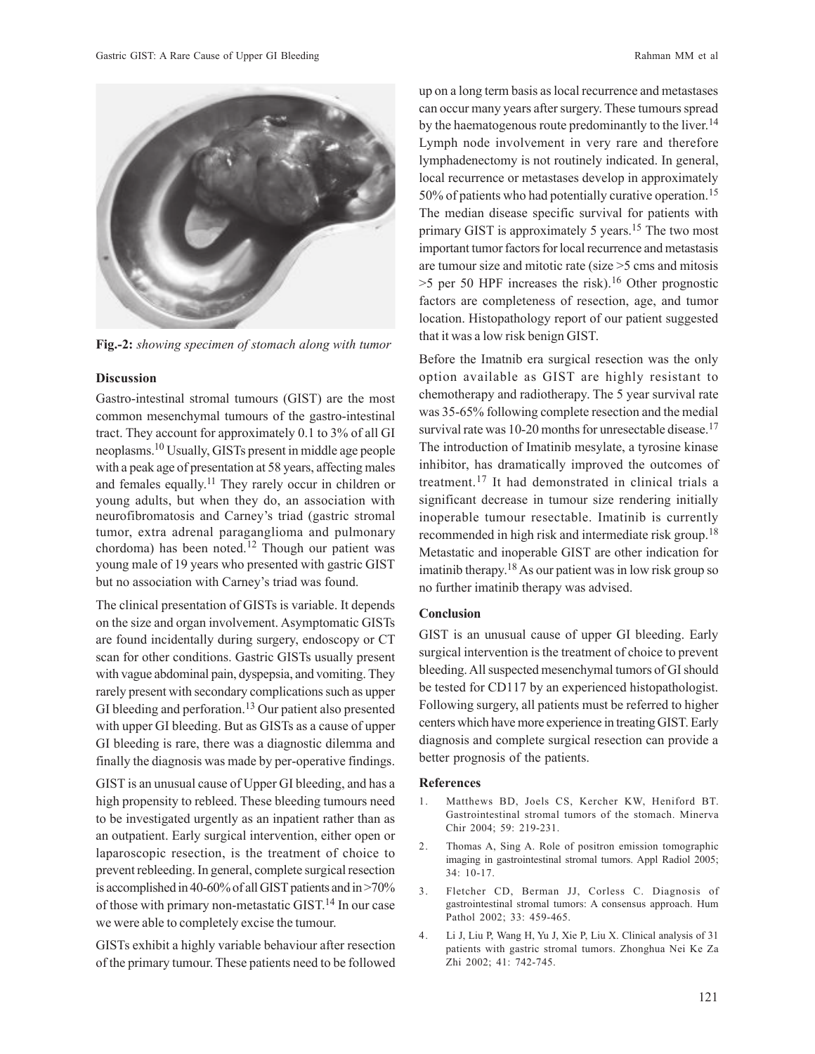**Fig.-2:** *showing specimen of stomach along with tumor*

## Discussion

Gastro-intestinal stromal tumours (GIST) are the most common mesenchymal tumours of the gastro-intestinal tract. They account for approximately 0.1 to 3% of all GI neoplasms.[10] Usually, GISTs present in middle age people with a peak age of presentation at 58 years, affecting males and females equally.[11] They rarely occur in children or young adults, but when they do, an association with neurofibromatosis and Carney's triad (gastric stromal tumor, extra adrenal paraganglioma and pulmonary chordoma) has been noted.[12] Though our patient was young male of 19 years who presented with gastric GIST but no association with Carney's triad was found.

The clinical presentation of GISTs is variable. It depends on the size and organ involvement. Asymptomatic GISTs are found incidentally during surgery, endoscopy or CT scan for other conditions. Gastric GISTs usually present with vague abdominal pain, dyspepsia, and vomiting. They rarely present with secondary complications such as upper GI bleeding and perforation.[13] Our patient also presented with upper GI bleeding. But as GISTs as a cause of upper GI bleeding is rare, there was a diagnostic dilemma and finally the diagnosis was made by per-operative findings.

GIST is an unusual cause of Upper GI bleeding, and has a high propensity to rebleed. These bleeding tumours need to be investigated urgently as an inpatient rather than as an outpatient. Early surgical intervention, either open or laparoscopic resection, is the treatment of choice to prevent rebleeding. In general, complete surgical resection is accomplished in 40-60% of all GIST patients and in >70% of those with primary non-metastatic GIST.[14] In our case we were able to completely excise the tumour.

GISTs exhibit a highly variable behaviour after resection of the primary tumour. These patients need to be followed up on a long term basis as local recurrence and metastases can occur many years after surgery. These tumours spread by the haematogenous route predominantly to the liver.[14] Lymph node involvement in very rare and therefore lymphadenectomy is not routinely indicated. In general, local recurrence or metastases develop in approximately 50% of patients who had potentially curative operation.[15] The median disease specific survival for patients with primary GIST is approximately 5 years.[15] The two most important tumor factors for local recurrence and metastasis are tumour size and mitotic rate (size >5 cms and mitosis >5 per 50 HPF increases the risk).[16] Other prognostic factors are completeness of resection, age, and tumor location. Histopathology report of our patient suggested that it was a low risk benign GIST.

Before the Imatnib era surgical resection was the only option available as GIST are highly resistant to chemotherapy and radiotherapy. The 5 year survival rate was 35-65% following complete resection and the medial survival rate was 10-20 months for unresectable disease.[17] The introduction of Imatinib mesylate, a tyrosine kinase inhibitor, has dramatically improved the outcomes of treatment.[17] It had demonstrated in clinical trials a significant decrease in tumour size rendering initially inoperable tumour resectable. Imatinib is currently recommended in high risk and intermediate risk group.[18] Metastatic and inoperable GIST are other indication for imatinib therapy.[18] As our patient was in low risk group so no further imatinib therapy was advised.

## Conclusion

GIST is an unusual cause of upper GI bleeding. Early surgical intervention is the treatment of choice to prevent bleeding. All suspected mesenchymal tumors of GI should be tested for CD117 by an experienced histopathologist. Following surgery, all patients must be referred to higher centers which have more experience in treating GIST. Early diagnosis and complete surgical resection can provide a better prognosis of the patients.

## References

1. Matthews BD, Joels CS, Kercher KW, Heniford BT. Gastrointestinal stromal tumors of the stomach. Minerva Chir 2004; 59: 219-231.
2. Thomas A, Sing A. Role of positron emission tomographic imaging in gastrointestinal stromal tumors. Appl Radiol 2005; 34: 10-17.
3. Fletcher CD, Berman JJ, Corless C. Diagnosis of gastrointestinal stromal tumors: A consensus approach. Hum Pathol 2002; 33: 459-465.
4. Li J, Liu P, Wang H, Yu J, Xie P, Liu X. Clinical analysis of 31 patients with gastric stromal tumors. Zhonghua Nei Ke Za Zhi 2002; 41: 742-745.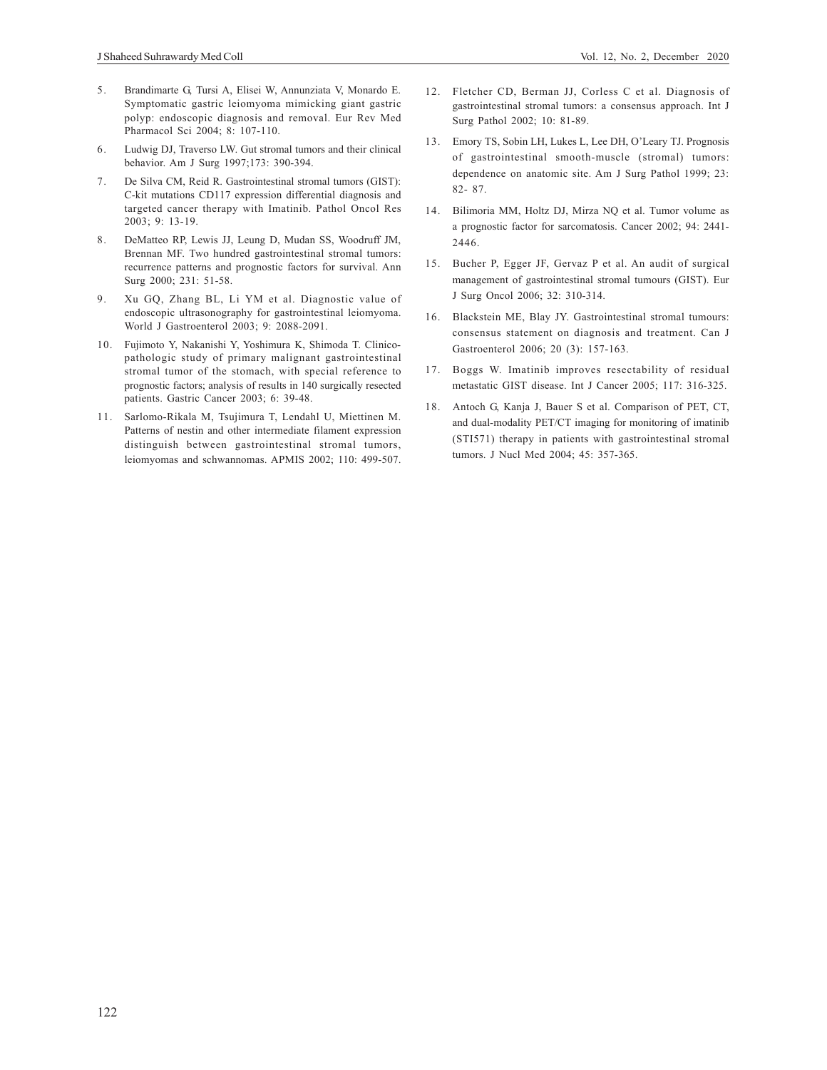5. Brandimarte G, Tursi A, Elisei W, Annunziata V, Monardo E. Symptomatic gastric leiomyoma mimicking giant gastric polyp: endoscopic diagnosis and removal. Eur Rev Med Pharmacol Sci 2004; 8: 107-110.

6. Ludwig DJ, Traverso LW. Gut stromal tumors and their clinical behavior. Am J Surg 1997;173: 390-394.

7. De Silva CM, Reid R. Gastrointestinal stromal tumors (GIST): C-kit mutations CD117 expression differential diagnosis and targeted cancer therapy with Imatinib. Pathol Oncol Res 2003; 9: 13-19.

8. DeMatteo RP, Lewis JJ, Leung D, Mudan SS, Woodruff JM, Brennan MF. Two hundred gastrointestinal stromal tumors: recurrence patterns and prognostic factors for survival. Ann Surg 2000; 231: 51-58.

9. Xu GQ, Zhang BL, Li YM et al. Diagnostic value of endoscopic ultrasonography for gastrointestinal leiomyoma. World J Gastroenterol 2003; 9: 2088-2091.

10. Fujimoto Y, Nakanishi Y, Yoshimura K, Shimoda T. Clinicopathologic study of primary malignant gastrointestinal stromal tumor of the stomach, with special reference to prognostic factors; analysis of results in 140 surgically resected patients. Gastric Cancer 2003; 6: 39-48.

11. Sarlomo-Rikala M, Tsujimura T, Lendahl U, Miettinen M. Patterns of nestin and other intermediate filament expression distinguish between gastrointestinal stromal tumors, leiomyomas and schwannomas. APMIS 2002; 110: 499-507.

12. Fletcher CD, Berman JJ, Corless C et al. Diagnosis of gastrointestinal stromal tumors: a consensus approach. Int J Surg Pathol 2002; 10: 81-89.

13. Emory TS, Sobin LH, Lukes L, Lee DH, O'Leary TJ. Prognosis of gastrointestinal smooth-muscle (stromal) tumors: dependence on anatomic site. Am J Surg Pathol 1999; 23: 82- 87.

14. Bilimoria MM, Holtz DJ, Mirza NQ et al. Tumor volume as a prognostic factor for sarcomatosis. Cancer 2002; 94: 2441-2446.

15. Bucher P, Egger JF, Gervaz P et al. An audit of surgical management of gastrointestinal stromal tumours (GIST). Eur J Surg Oncol 2006; 32: 310-314.

16. Blackstein ME, Blay JY. Gastrointestinal stromal tumours: consensus statement on diagnosis and treatment. Can J Gastroenterol 2006; 20 (3): 157-163.

17. Boggs W. Imatinib improves resectability of residual metastatic GIST disease. Int J Cancer 2005; 117: 316-325.

18. Antoch G, Kanja J, Bauer S et al. Comparison of PET, CT, and dual-modality PET/CT imaging for monitoring of imatinib (STI571) therapy in patients with gastrointestinal stromal tumors. J Nucl Med 2004; 45: 357-365.